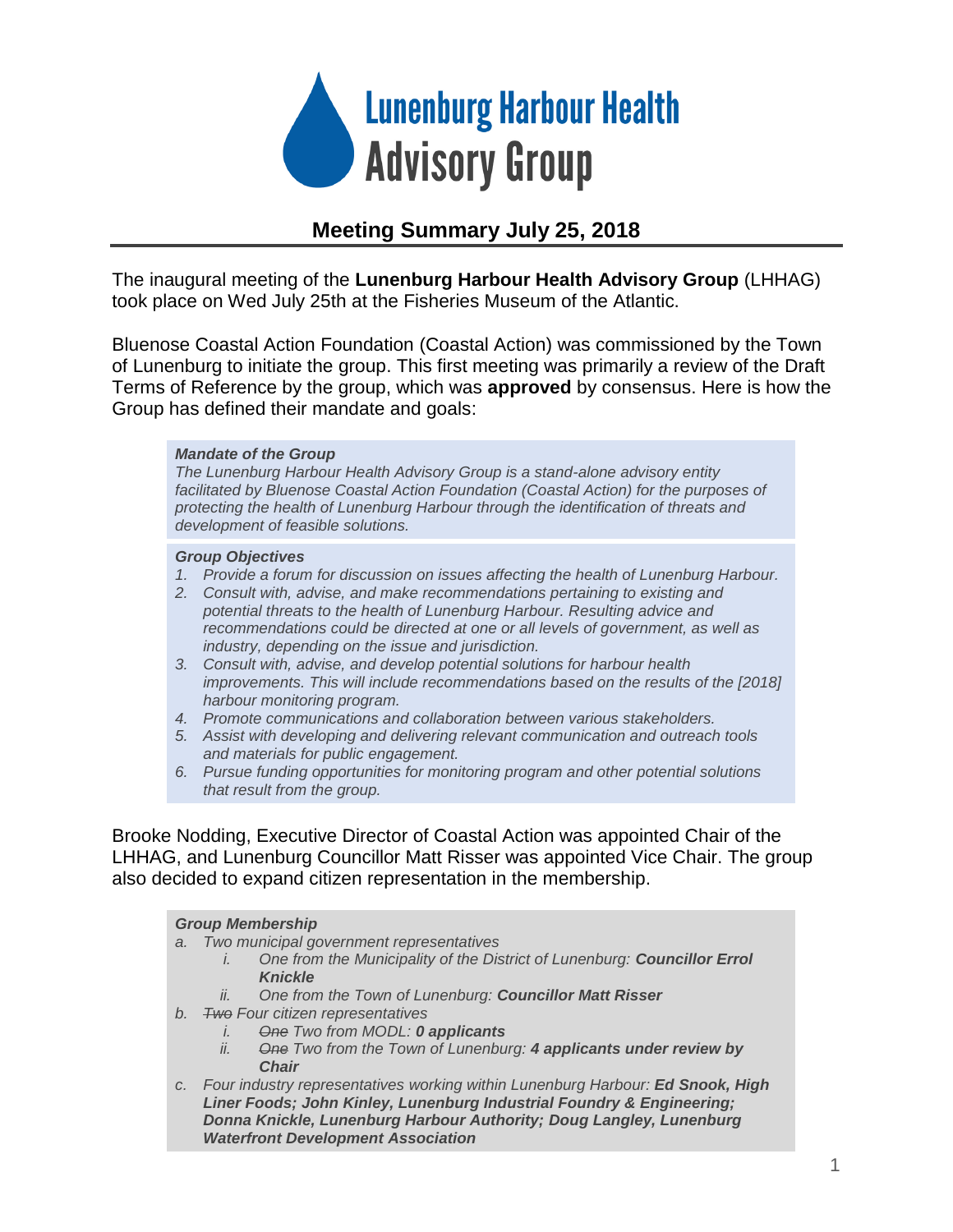# Lunenburg Harbour Health Advisory Group

## Meeting Summary July 25, 2018

The inaugural meeting of the **Lunenburg Harbour Health Advisory Group** (LHHAG) took place on Wed July 25th at the Fisheries Museum of the Atlantic.

Bluenose Coastal Action Foundation (Coastal Action) was commissioned by the Town of Lunenburg to initiate the group. This first meeting was primarily a review of the Draft Terms of Reference by the group, which was **approved** by consensus. Here is how the Group has defined their mandate and goals:

> ***Mandate of the Group***
> *The Lunenburg Harbour Health Advisory Group is a stand-alone advisory entity facilitated by Bluenose Coastal Action Foundation (Coastal Action) for the purposes of protecting the health of Lunenburg Harbour through the identification of threats and development of feasible solutions.*

> ***Group Objectives***
> 1. *Provide a forum for discussion on issues affecting the health of Lunenburg Harbour.*
> 2. *Consult with, advise, and make recommendations pertaining to existing and potential threats to the health of Lunenburg Harbour. Resulting advice and recommendations could be directed at one or all levels of government, as well as industry, depending on the issue and jurisdiction.*
> 3. *Consult with, advise, and develop potential solutions for harbour health improvements. This will include recommendations based on the results of the [2018] harbour monitoring program.*
> 4. *Promote communications and collaboration between various stakeholders.*
> 5. *Assist with developing and delivering relevant communication and outreach tools and materials for public engagement.*
> 6. *Pursue funding opportunities for monitoring program and other potential solutions that result from the group.*

Brooke Nodding, Executive Director of Coastal Action was appointed Chair of the LHHAG, and Lunenburg Councillor Matt Risser was appointed Vice Chair. The group also decided to expand citizen representation in the membership.

> ***Group Membership***
> a. *Two municipal government representatives*
>     i. *One from the Municipality of the District of Lunenburg: **Councillor Errol Knickle***
>     ii. *One from the Town of Lunenburg: **Councillor Matt Risser***
> b. *~~Two~~ Four citizen representatives*
>     i. *~~One~~ Two from MODL: **0 applicants***
>     ii. *~~One~~ Two from the Town of Lunenburg: **4 applicants under review by Chair***
> c. *Four industry representatives working within Lunenburg Harbour: **Ed Snook, High Liner Foods; John Kinley, Lunenburg Industrial Foundry & Engineering; Donna Knickle, Lunenburg Harbour Authority; Doug Langley, Lunenburg Waterfront Development Association***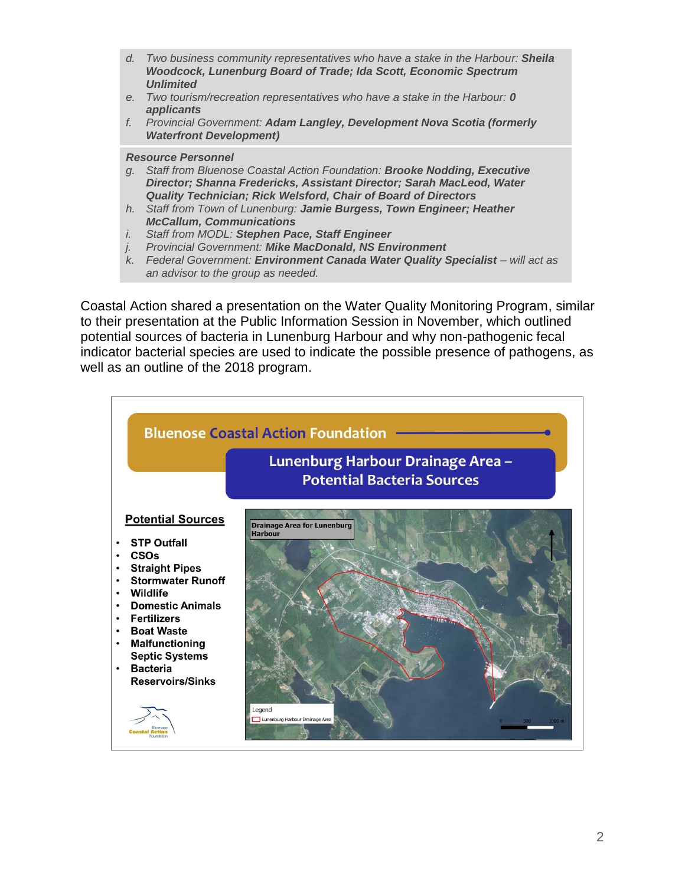d. *Two business community representatives who have a stake in the Harbour:* ***Sheila Woodcock, Lunenburg Board of Trade; Ida Scott, Economic Spectrum Unlimited***
e. *Two tourism/recreation representatives who have a stake in the Harbour:* ***0 applicants***
f. *Provincial Government:* ***Adam Langley, Development Nova Scotia (formerly Waterfront Development)***

***Resource Personnel***

g. *Staff from Bluenose Coastal Action Foundation:* ***Brooke Nodding, Executive Director; Shanna Fredericks, Assistant Director; Sarah MacLeod, Water Quality Technician; Rick Welsford, Chair of Board of Directors***
h. *Staff from Town of Lunenburg:* ***Jamie Burgess, Town Engineer; Heather McCallum, Communications***
i. *Staff from MODL:* ***Stephen Pace, Staff Engineer***
j. *Provincial Government:* ***Mike MacDonald, NS Environment***
k. *Federal Government:* ***Environment Canada Water Quality Specialist*** *– will act as an advisor to the group as needed.*

Coastal Action shared a presentation on the Water Quality Monitoring Program, similar to their presentation at the Public Information Session in November, which outlined potential sources of bacteria in Lunenburg Harbour and why non-pathogenic fecal indicator bacterial species are used to indicate the possible presence of pathogens, as well as an outline of the 2018 program.

Bluenose Coastal Action Foundation

Lunenburg Harbour Drainage Area – Potential Bacteria Sources

**Potential Sources**

- STP Outfall
- CSOs
- Straight Pipes
- Stormwater Runoff
- Wildlife
- Domestic Animals
- Fertilizers
- Boat Waste
- Malfunctioning Septic Systems
- Bacteria Reservoirs/Sinks

Drainage Area for Lunenburg Harbour

Legend

Lunenburg Harbour Drainage Area

0 500 1000 m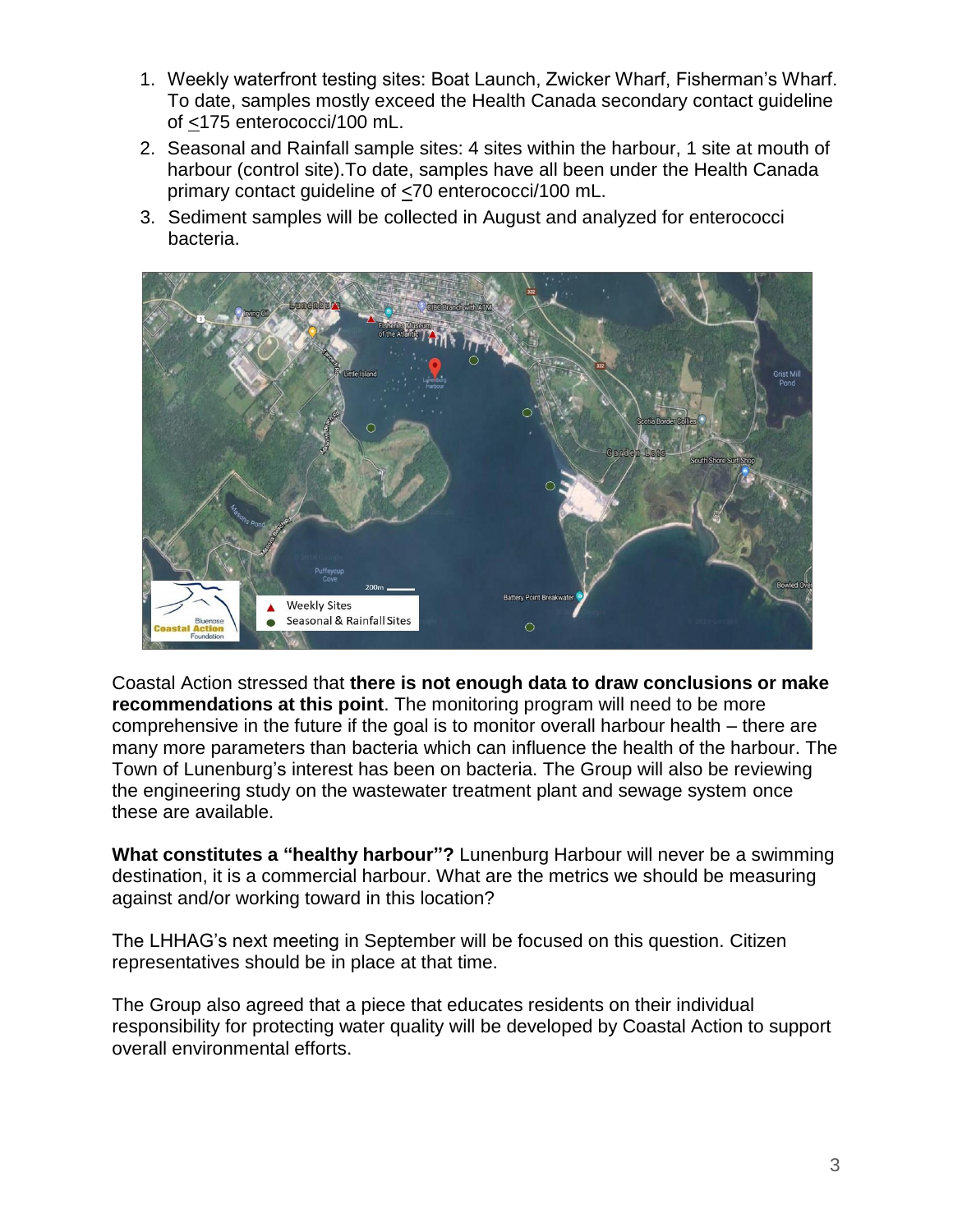1. Weekly waterfront testing sites: Boat Launch, Zwicker Wharf, Fisherman's Wharf. To date, samples mostly exceed the Health Canada secondary contact guideline of ≤175 enterococci/100 mL.
2. Seasonal and Rainfall sample sites: 4 sites within the harbour, 1 site at mouth of harbour (control site).To date, samples have all been under the Health Canada primary contact guideline of ≤70 enterococci/100 mL.
3. Sediment samples will be collected in August and analyzed for enterococci bacteria.

Coastal Action stressed that **there is not enough data to draw conclusions or make recommendations at this point**. The monitoring program will need to be more comprehensive in the future if the goal is to monitor overall harbour health – there are many more parameters than bacteria which can influence the health of the harbour. The Town of Lunenburg's interest has been on bacteria. The Group will also be reviewing the engineering study on the wastewater treatment plant and sewage system once these are available.

**What constitutes a "healthy harbour"?** Lunenburg Harbour will never be a swimming destination, it is a commercial harbour. What are the metrics we should be measuring against and/or working toward in this location?

The LHHAG's next meeting in September will be focused on this question. Citizen representatives should be in place at that time.

The Group also agreed that a piece that educates residents on their individual responsibility for protecting water quality will be developed by Coastal Action to support overall environmental efforts.